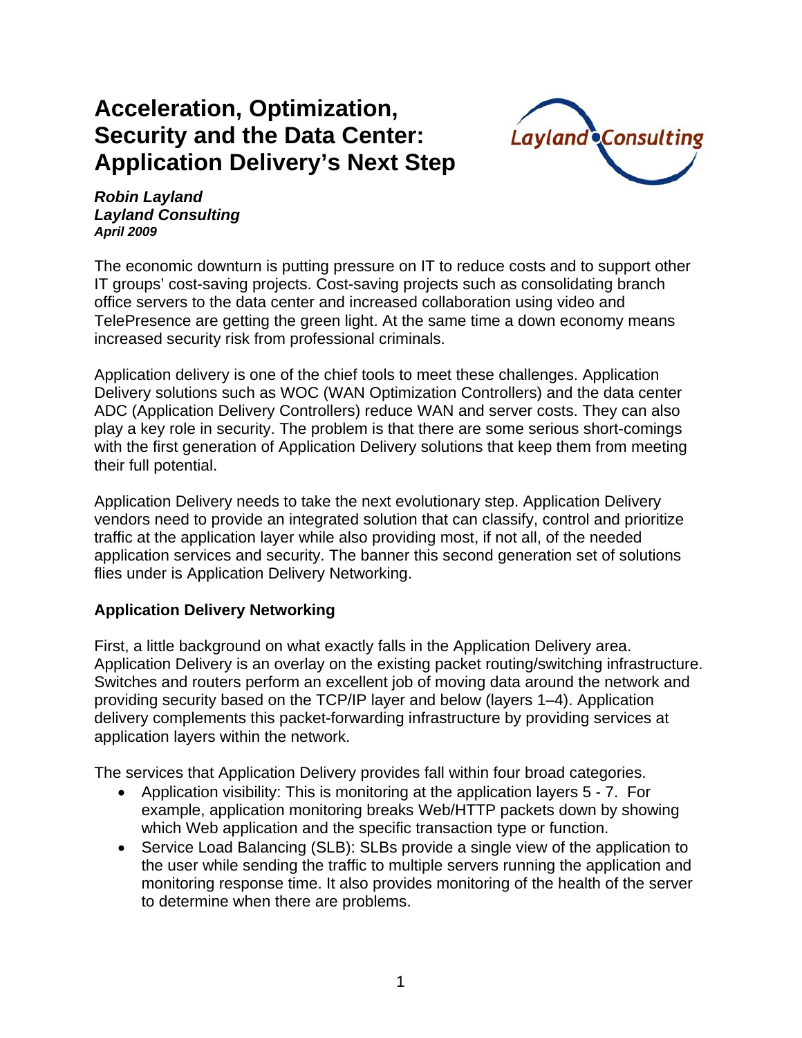# Acceleration, Optimization, Security and the Data Center: Application Delivery's Next Step

***Robin Layland***
***Layland Consulting***
***April 2009***

The economic downturn is putting pressure on IT to reduce costs and to support other IT groups' cost-saving projects. Cost-saving projects such as consolidating branch office servers to the data center and increased collaboration using video and TelePresence are getting the green light. At the same time a down economy means increased security risk from professional criminals.

Application delivery is one of the chief tools to meet these challenges. Application Delivery solutions such as WOC (WAN Optimization Controllers) and the data center ADC (Application Delivery Controllers) reduce WAN and server costs. They can also play a key role in security. The problem is that there are some serious short-comings with the first generation of Application Delivery solutions that keep them from meeting their full potential.

Application Delivery needs to take the next evolutionary step. Application Delivery vendors need to provide an integrated solution that can classify, control and prioritize traffic at the application layer while also providing most, if not all, of the needed application services and security. The banner this second generation set of solutions flies under is Application Delivery Networking.

## Application Delivery Networking

First, a little background on what exactly falls in the Application Delivery area. Application Delivery is an overlay on the existing packet routing/switching infrastructure. Switches and routers perform an excellent job of moving data around the network and providing security based on the TCP/IP layer and below (layers 1–4). Application delivery complements this packet-forwarding infrastructure by providing services at application layers within the network.

The services that Application Delivery provides fall within four broad categories.

- Application visibility: This is monitoring at the application layers 5 - 7. For example, application monitoring breaks Web/HTTP packets down by showing which Web application and the specific transaction type or function.
- Service Load Balancing (SLB): SLBs provide a single view of the application to the user while sending the traffic to multiple servers running the application and monitoring response time. It also provides monitoring of the health of the server to determine when there are problems.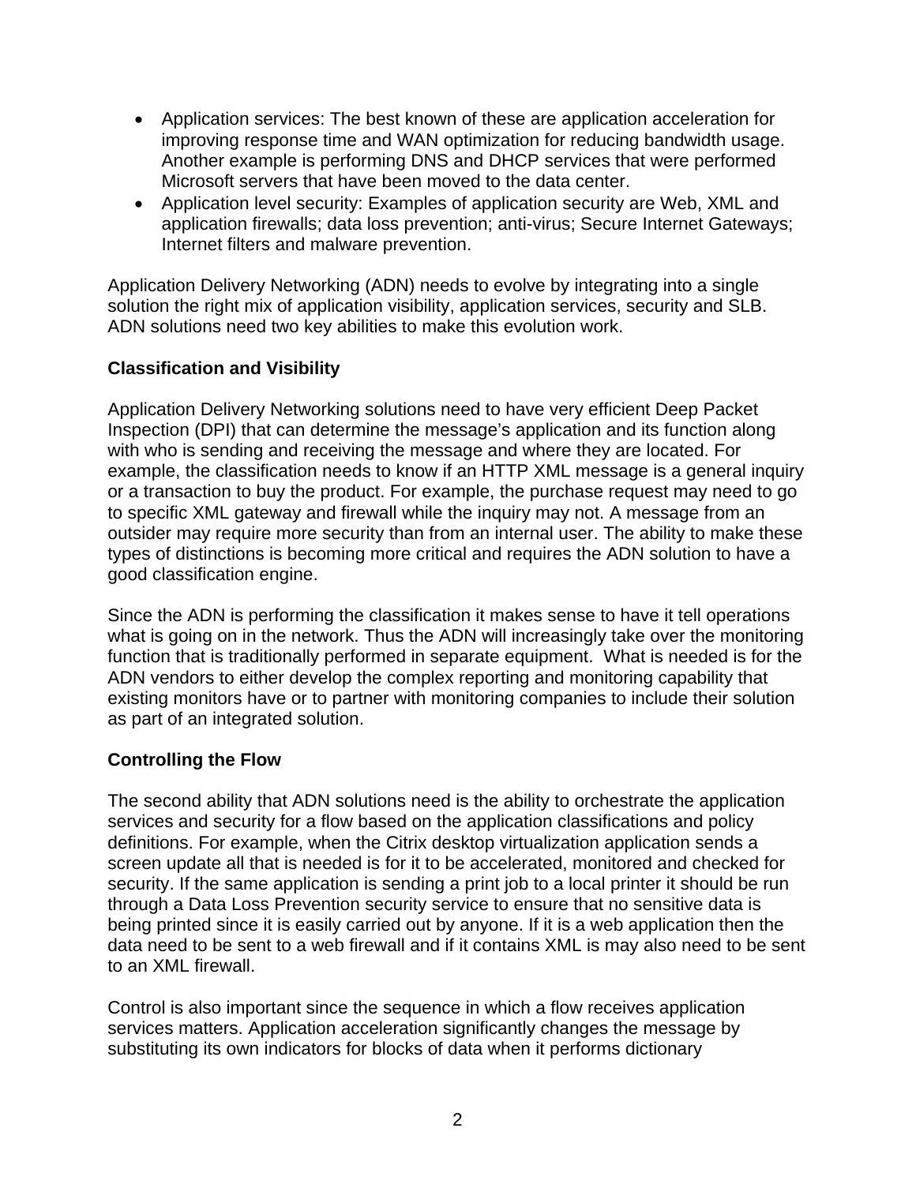- Application services: The best known of these are application acceleration for improving response time and WAN optimization for reducing bandwidth usage. Another example is performing DNS and DHCP services that were performed Microsoft servers that have been moved to the data center.
- Application level security: Examples of application security are Web, XML and application firewalls; data loss prevention; anti-virus; Secure Internet Gateways; Internet filters and malware prevention.

Application Delivery Networking (ADN) needs to evolve by integrating into a single solution the right mix of application visibility, application services, security and SLB. ADN solutions need two key abilities to make this evolution work.

**Classification and Visibility**

Application Delivery Networking solutions need to have very efficient Deep Packet Inspection (DPI) that can determine the message's application and its function along with who is sending and receiving the message and where they are located. For example, the classification needs to know if an HTTP XML message is a general inquiry or a transaction to buy the product. For example, the purchase request may need to go to specific XML gateway and firewall while the inquiry may not. A message from an outsider may require more security than from an internal user. The ability to make these types of distinctions is becoming more critical and requires the ADN solution to have a good classification engine.

Since the ADN is performing the classification it makes sense to have it tell operations what is going on in the network. Thus the ADN will increasingly take over the monitoring function that is traditionally performed in separate equipment. What is needed is for the ADN vendors to either develop the complex reporting and monitoring capability that existing monitors have or to partner with monitoring companies to include their solution as part of an integrated solution.

**Controlling the Flow**

The second ability that ADN solutions need is the ability to orchestrate the application services and security for a flow based on the application classifications and policy definitions. For example, when the Citrix desktop virtualization application sends a screen update all that is needed is for it to be accelerated, monitored and checked for security. If the same application is sending a print job to a local printer it should be run through a Data Loss Prevention security service to ensure that no sensitive data is being printed since it is easily carried out by anyone. If it is a web application then the data need to be sent to a web firewall and if it contains XML is may also need to be sent to an XML firewall.

Control is also important since the sequence in which a flow receives application services matters. Application acceleration significantly changes the message by substituting its own indicators for blocks of data when it performs dictionary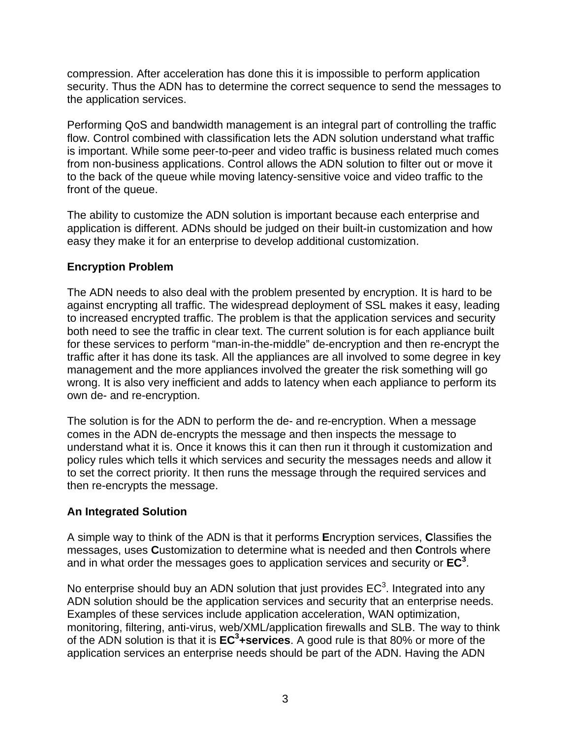compression. After acceleration has done this it is impossible to perform application security. Thus the ADN has to determine the correct sequence to send the messages to the application services.

Performing QoS and bandwidth management is an integral part of controlling the traffic flow. Control combined with classification lets the ADN solution understand what traffic is important. While some peer-to-peer and video traffic is business related much comes from non-business applications. Control allows the ADN solution to filter out or move it to the back of the queue while moving latency-sensitive voice and video traffic to the front of the queue.

The ability to customize the ADN solution is important because each enterprise and application is different. ADNs should be judged on their built-in customization and how easy they make it for an enterprise to develop additional customization.

**Encryption Problem**

The ADN needs to also deal with the problem presented by encryption. It is hard to be against encrypting all traffic. The widespread deployment of SSL makes it easy, leading to increased encrypted traffic. The problem is that the application services and security both need to see the traffic in clear text. The current solution is for each appliance built for these services to perform "man-in-the-middle" de-encryption and then re-encrypt the traffic after it has done its task. All the appliances are all involved to some degree in key management and the more appliances involved the greater the risk something will go wrong. It is also very inefficient and adds to latency when each appliance to perform its own de- and re-encryption.

The solution is for the ADN to perform the de- and re-encryption. When a message comes in the ADN de-encrypts the message and then inspects the message to understand what it is. Once it knows this it can then run it through it customization and policy rules which tells it which services and security the messages needs and allow it to set the correct priority. It then runs the message through the required services and then re-encrypts the message.

**An Integrated Solution**

A simple way to think of the ADN is that it performs **E**ncryption services, **C**lassifies the messages, uses **C**ustomization to determine what is needed and then **C**ontrols where and in what order the messages goes to application services and security or **EC$^3$**.

No enterprise should buy an ADN solution that just provides EC$^3$. Integrated into any ADN solution should be the application services and security that an enterprise needs. Examples of these services include application acceleration, WAN optimization, monitoring, filtering, anti-virus, web/XML/application firewalls and SLB. The way to think of the ADN solution is that it is **EC$^3$+services**. A good rule is that 80% or more of the application services an enterprise needs should be part of the ADN. Having the ADN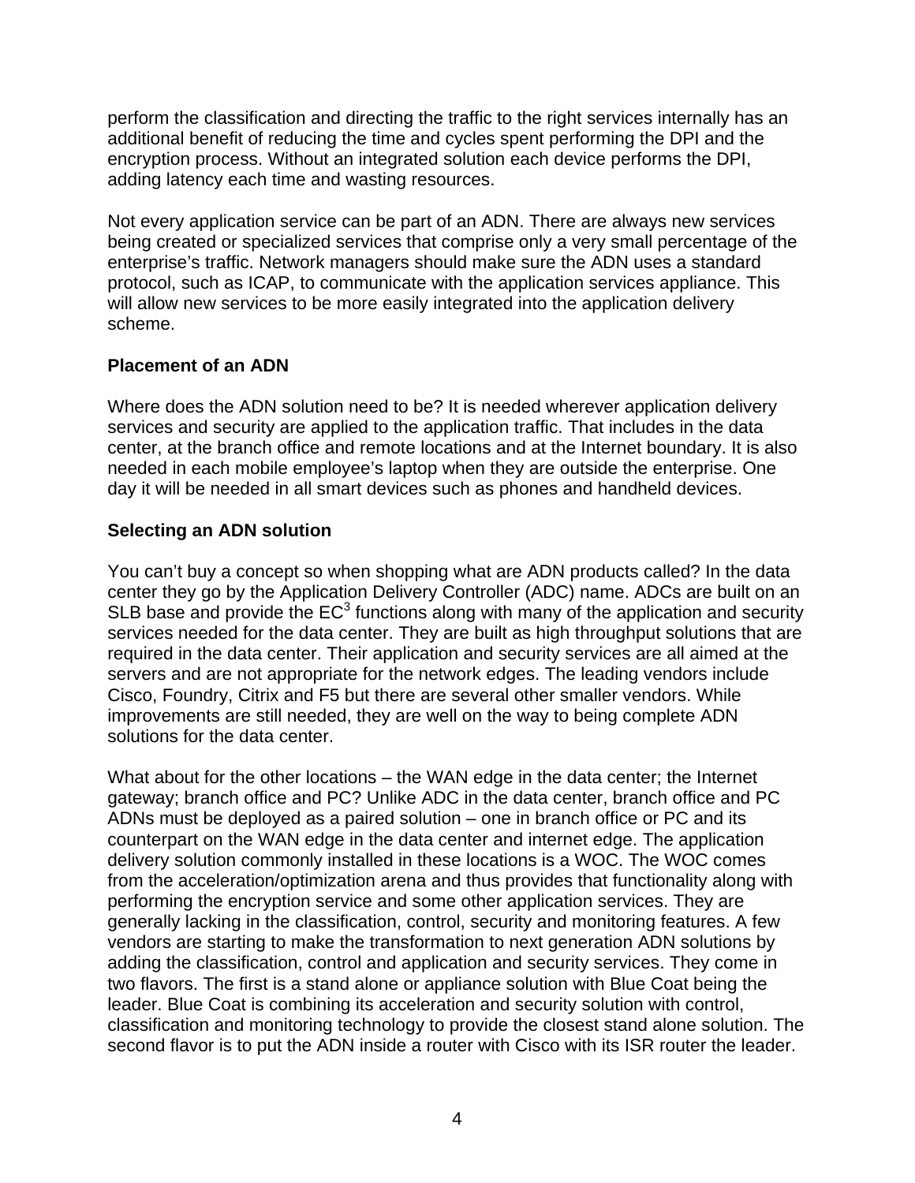perform the classification and directing the traffic to the right services internally has an additional benefit of reducing the time and cycles spent performing the DPI and the encryption process. Without an integrated solution each device performs the DPI, adding latency each time and wasting resources.

Not every application service can be part of an ADN. There are always new services being created or specialized services that comprise only a very small percentage of the enterprise's traffic. Network managers should make sure the ADN uses a standard protocol, such as ICAP, to communicate with the application services appliance. This will allow new services to be more easily integrated into the application delivery scheme.

**Placement of an ADN**

Where does the ADN solution need to be? It is needed wherever application delivery services and security are applied to the application traffic. That includes in the data center, at the branch office and remote locations and at the Internet boundary. It is also needed in each mobile employee's laptop when they are outside the enterprise. One day it will be needed in all smart devices such as phones and handheld devices.

**Selecting an ADN solution**

You can't buy a concept so when shopping what are ADN products called? In the data center they go by the Application Delivery Controller (ADC) name. ADCs are built on an SLB base and provide the $EC^3$ functions along with many of the application and security services needed for the data center. They are built as high throughput solutions that are required in the data center. Their application and security services are all aimed at the servers and are not appropriate for the network edges. The leading vendors include Cisco, Foundry, Citrix and F5 but there are several other smaller vendors. While improvements are still needed, they are well on the way to being complete ADN solutions for the data center.

What about for the other locations – the WAN edge in the data center; the Internet gateway; branch office and PC? Unlike ADC in the data center, branch office and PC ADNs must be deployed as a paired solution – one in branch office or PC and its counterpart on the WAN edge in the data center and internet edge. The application delivery solution commonly installed in these locations is a WOC. The WOC comes from the acceleration/optimization arena and thus provides that functionality along with performing the encryption service and some other application services. They are generally lacking in the classification, control, security and monitoring features. A few vendors are starting to make the transformation to next generation ADN solutions by adding the classification, control and application and security services. They come in two flavors. The first is a stand alone or appliance solution with Blue Coat being the leader. Blue Coat is combining its acceleration and security solution with control, classification and monitoring technology to provide the closest stand alone solution. The second flavor is to put the ADN inside a router with Cisco with its ISR router the leader.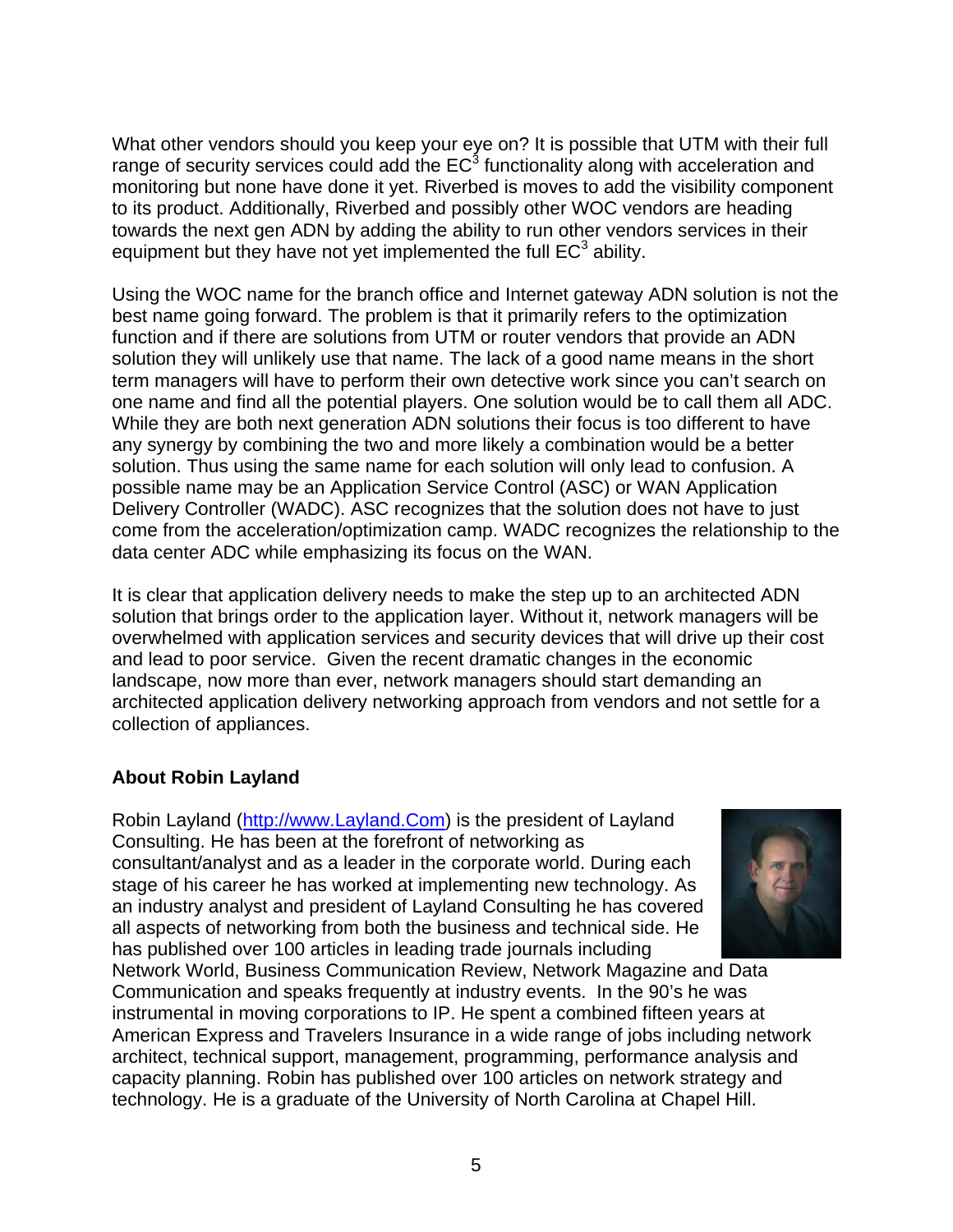What other vendors should you keep your eye on? It is possible that UTM with their full range of security services could add the $EC^3$ functionality along with acceleration and monitoring but none have done it yet. Riverbed is moves to add the visibility component to its product. Additionally, Riverbed and possibly other WOC vendors are heading towards the next gen ADN by adding the ability to run other vendors services in their equipment but they have not yet implemented the full $EC^3$ ability.

Using the WOC name for the branch office and Internet gateway ADN solution is not the best name going forward. The problem is that it primarily refers to the optimization function and if there are solutions from UTM or router vendors that provide an ADN solution they will unlikely use that name. The lack of a good name means in the short term managers will have to perform their own detective work since you can't search on one name and find all the potential players. One solution would be to call them all ADC. While they are both next generation ADN solutions their focus is too different to have any synergy by combining the two and more likely a combination would be a better solution. Thus using the same name for each solution will only lead to confusion. A possible name may be an Application Service Control (ASC) or WAN Application Delivery Controller (WADC). ASC recognizes that the solution does not have to just come from the acceleration/optimization camp. WADC recognizes the relationship to the data center ADC while emphasizing its focus on the WAN.

It is clear that application delivery needs to make the step up to an architected ADN solution that brings order to the application layer. Without it, network managers will be overwhelmed with application services and security devices that will drive up their cost and lead to poor service. Given the recent dramatic changes in the economic landscape, now more than ever, network managers should start demanding an architected application delivery networking approach from vendors and not settle for a collection of appliances.

**About Robin Layland**

Robin Layland (http://www.Layland.Com) is the president of Layland Consulting. He has been at the forefront of networking as consultant/analyst and as a leader in the corporate world. During each stage of his career he has worked at implementing new technology. As an industry analyst and president of Layland Consulting he has covered all aspects of networking from both the business and technical side. He has published over 100 articles in leading trade journals including Network World, Business Communication Review, Network Magazine and Data Communication and speaks frequently at industry events. In the 90's he was instrumental in moving corporations to IP. He spent a combined fifteen years at American Express and Travelers Insurance in a wide range of jobs including network architect, technical support, management, programming, performance analysis and capacity planning. Robin has published over 100 articles on network strategy and technology. He is a graduate of the University of North Carolina at Chapel Hill.